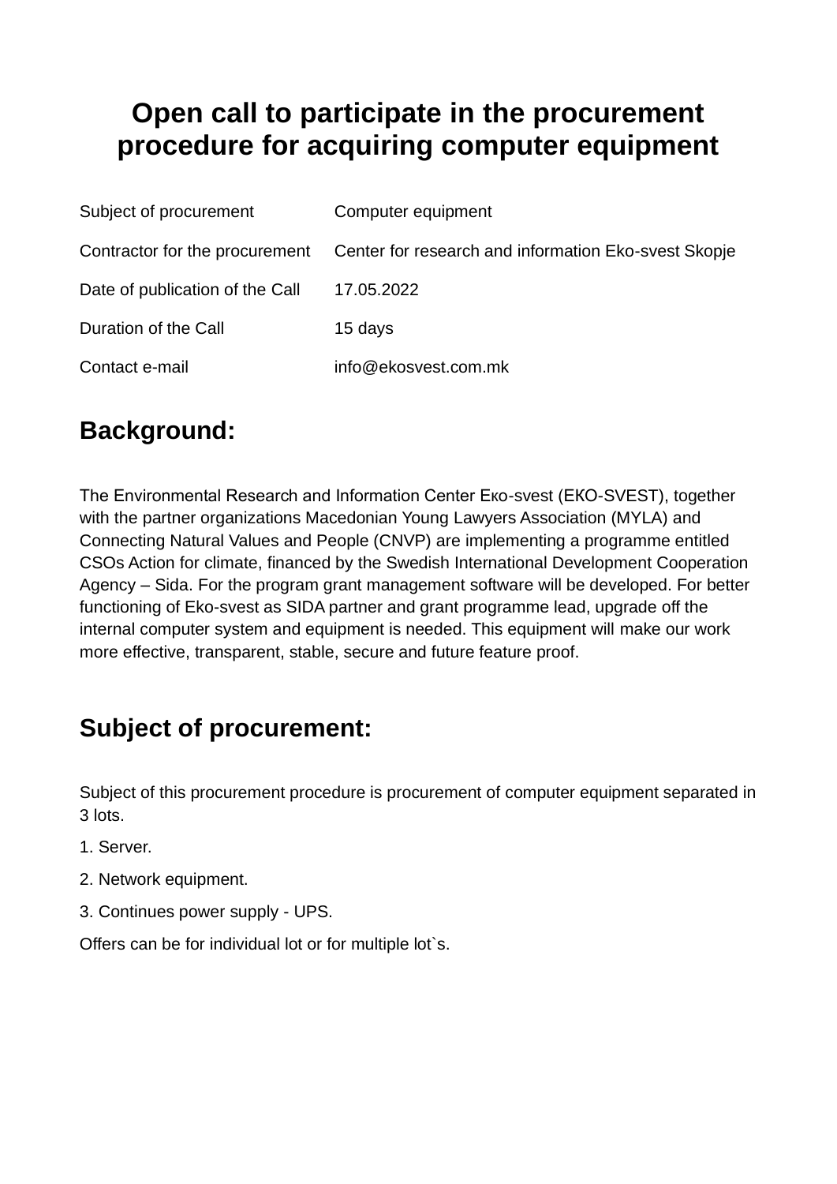# Open call to participate in the procurement procedure for acquiring computer equipment

| | |
|---|---|
| Subject of procurement | Computer equipment |
| Contractor for the procurement | Center for research and information Eko-svest Skopje |
| Date of publication of the Call | 17.05.2022 |
| Duration of the Call | 15 days |
| Contact e-mail | info@ekosvest.com.mk |

## Background:

The Environmental Research and Information Center Екo-svest (ЕКО-SVEST), together with the partner organizations Macedonian Young Lawyers Association (MYLA) and Connecting Natural Values and People (CNVP) are implementing a programme entitled CSOs Action for climate, financed by the Swedish International Development Cooperation Agency – Sida. For the program grant management software will be developed. For better functioning of Eko-svest as SIDA partner and grant programme lead, upgrade off the internal computer system and equipment is needed. This equipment will make our work more effective, transparent, stable, secure and future feature proof.

## Subject of procurement:

Subject of this procurement procedure is procurement of computer equipment separated in 3 lots.

1. Server.
2. Network equipment.
3. Continues power supply - UPS.

Offers can be for individual lot or for multiple lot`s.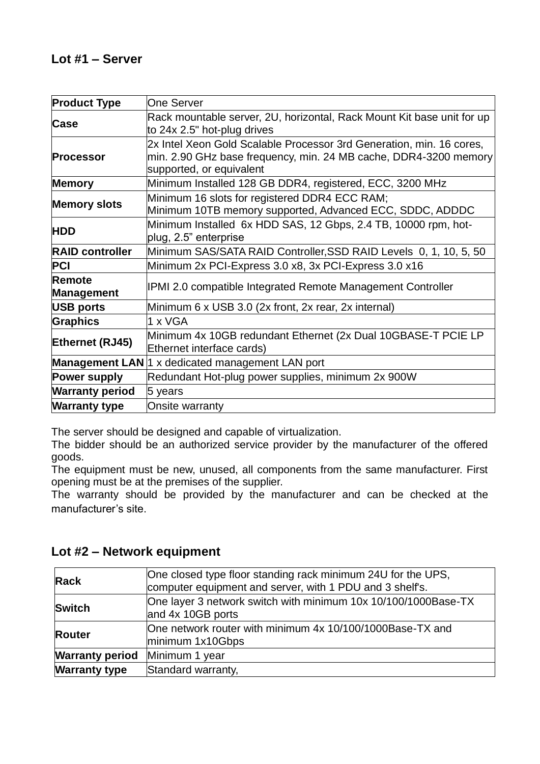## Lot #1 – Server

| **Product Type** | One Server |
|---|---|
| **Case** | Rack mountable server, 2U, horizontal, Rack Mount Kit base unit for up to 24x 2.5" hot-plug drives |
| **Processor** | 2x Intel Xeon Gold Scalable Processor 3rd Generation, min. 16 cores, min. 2.90 GHz base frequency, min. 24 MB cache, DDR4-3200 memory supported, or equivalent |
| **Memory** | Minimum Installed 128 GB DDR4, registered, ECC, 3200 MHz |
| **Memory slots** | Minimum 16 slots for registered DDR4 ECC RAM;<br>Minimum 10TB memory supported, Advanced ECC, SDDC, ADDDC |
| **HDD** | Minimum Installed 6x HDD SAS, 12 Gbps, 2.4 TB, 10000 rpm, hot-plug, 2.5" enterprise |
| **RAID controller** | Minimum SAS/SATA RAID Controller,SSD RAID Levels 0, 1, 10, 5, 50 |
| **PCI** | Minimum 2x PCI-Express 3.0 x8, 3x PCI-Express 3.0 x16 |
| **Remote Management** | IPMI 2.0 compatible Integrated Remote Management Controller |
| **USB ports** | Minimum 6 x USB 3.0 (2x front, 2x rear, 2x internal) |
| **Graphics** | 1 x VGA |
| **Ethernet (RJ45)** | Minimum 4x 10GB redundant Ethernet (2x Dual 10GBASE-T PCIE LP Ethernet interface cards) |
| **Management LAN** | 1 x dedicated management LAN port |
| **Power supply** | Redundant Hot-plug power supplies, minimum 2x 900W |
| **Warranty period** | 5 years |
| **Warranty type** | Onsite warranty |

The server should be designed and capable of virtualization.
The bidder should be an authorized service provider by the manufacturer of the offered goods.
The equipment must be new, unused, all components from the same manufacturer. First opening must be at the premises of the supplier.
The warranty should be provided by the manufacturer and can be checked at the manufacturer's site.

## Lot #2 – Network equipment

| **Rack** | One closed type floor standing rack minimum 24U for the UPS, computer equipment and server, with 1 PDU and 3 shelf's. |
|---|---|
| **Switch** | One layer 3 network switch with minimum 10x 10/100/1000Base-TX and 4x 10GB ports |
| **Router** | One network router with minimum 4x 10/100/1000Base-TX and minimum 1x10Gbps |
| **Warranty period** | Minimum 1 year |
| **Warranty type** | Standard warranty, |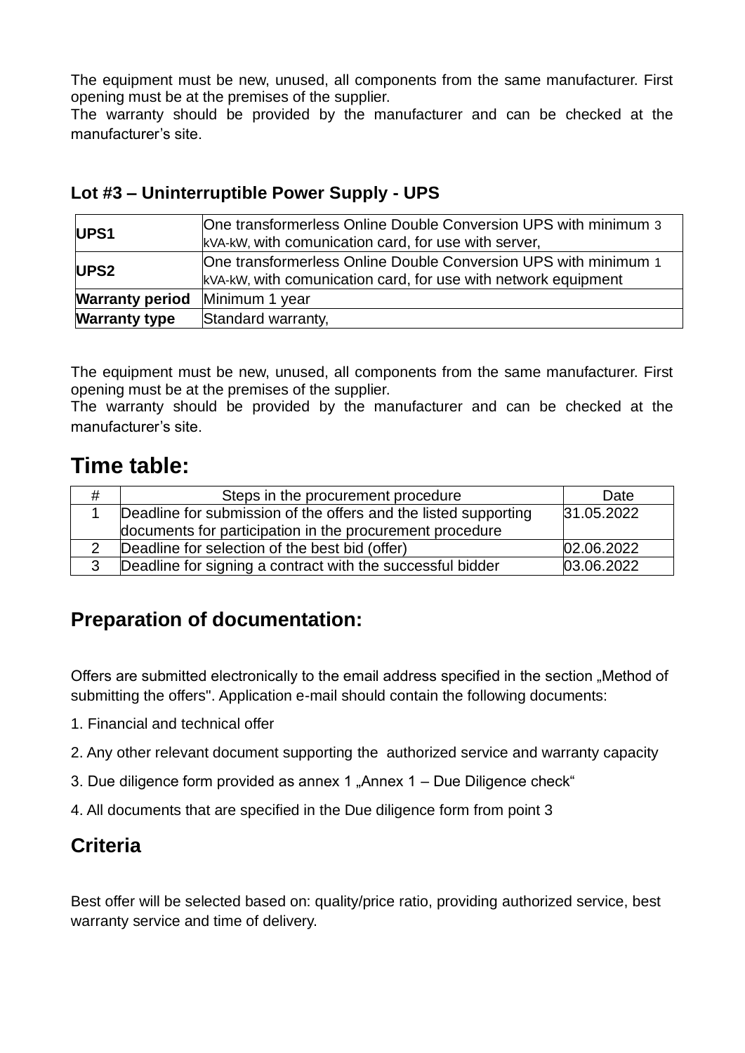The equipment must be new, unused, all components from the same manufacturer. First opening must be at the premises of the supplier.
The warranty should be provided by the manufacturer and can be checked at the manufacturer's site.

### Lot #3 – Uninterruptible Power Supply - UPS

| **UPS1** | One transformerless Online Double Conversion UPS with minimum 3 kVA-kW, with comunication card, for use with server, |
|---|---|
| **UPS2** | One transformerless Online Double Conversion UPS with minimum 1 kVA-kW, with comunication card, for use with network equipment |
| **Warranty period** | Minimum 1 year |
| **Warranty type** | Standard warranty, |

The equipment must be new, unused, all components from the same manufacturer. First opening must be at the premises of the supplier.
The warranty should be provided by the manufacturer and can be checked at the manufacturer's site.

## Time table:

| # | Steps in the procurement procedure | Date |
|---|---|---|
| 1 | Deadline for submission of the offers and the listed supporting documents for participation in the procurement procedure | 31.05.2022 |
| 2 | Deadline for selection of the best bid (offer) | 02.06.2022 |
| 3 | Deadline for signing a contract with the successful bidder | 03.06.2022 |

## Preparation of documentation:

Offers are submitted electronically to the email address specified in the section „Method of submitting the offers". Application e-mail should contain the following documents:

1. Financial and technical offer
2. Any other relevant document supporting the authorized service and warranty capacity
3. Due diligence form provided as annex 1 „Annex 1 – Due Diligence check“
4. All documents that are specified in the Due diligence form from point 3

## Criteria

Best offer will be selected based on: quality/price ratio, providing authorized service, best warranty service and time of delivery.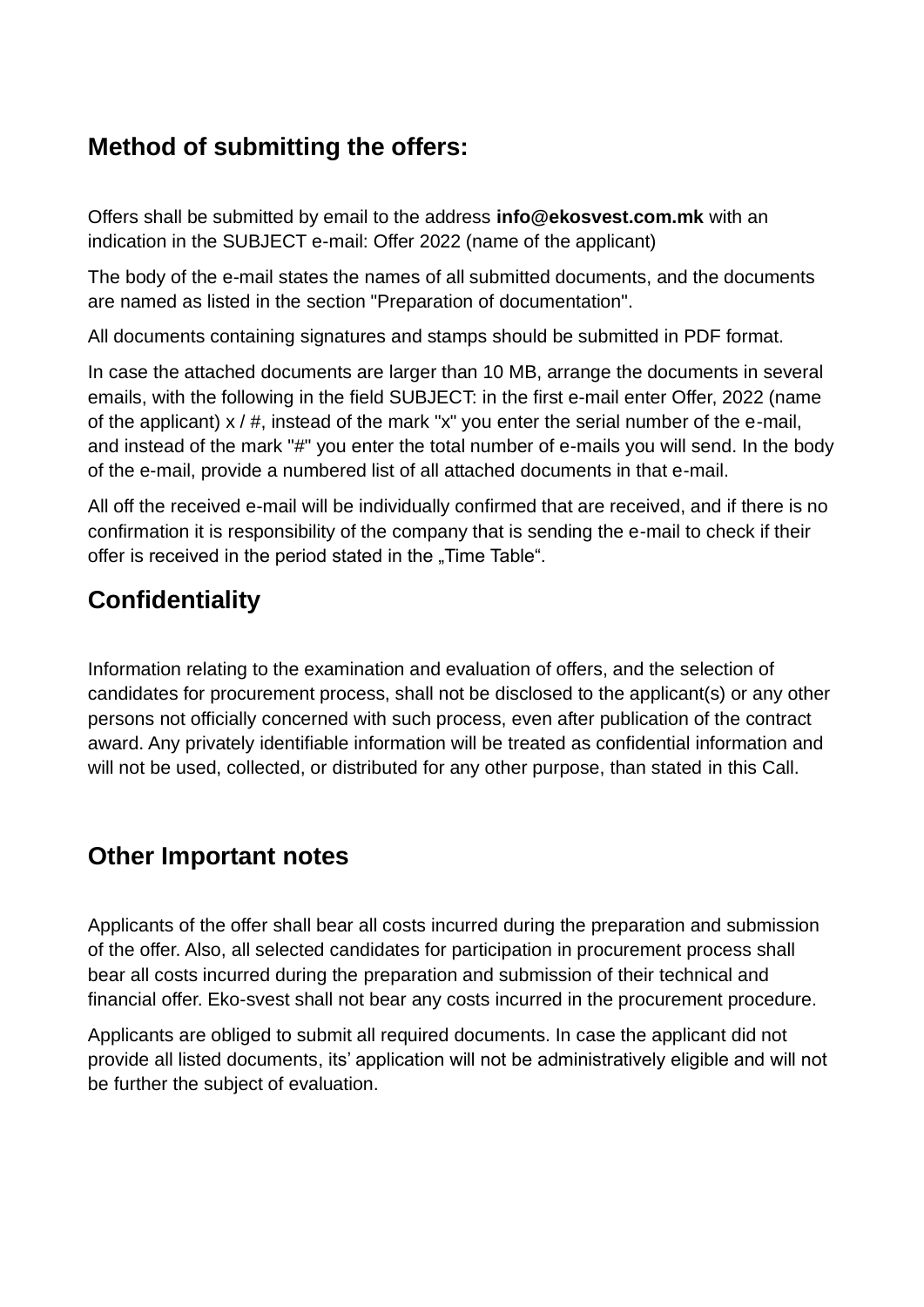## Method of submitting the offers:

Offers shall be submitted by email to the address **info@ekosvest.com.mk** with an indication in the SUBJECT e-mail: Offer 2022 (name of the applicant)

The body of the e-mail states the names of all submitted documents, and the documents are named as listed in the section "Preparation of documentation".

All documents containing signatures and stamps should be submitted in PDF format.

In case the attached documents are larger than 10 MB, arrange the documents in several emails, with the following in the field SUBJECT: in the first e-mail enter Offer, 2022 (name of the applicant) x / #, instead of the mark "x" you enter the serial number of the e-mail, and instead of the mark "#" you enter the total number of e-mails you will send. In the body of the e-mail, provide a numbered list of all attached documents in that e-mail.

All off the received e-mail will be individually confirmed that are received, and if there is no confirmation it is responsibility of the company that is sending the e-mail to check if their offer is received in the period stated in the „Time Table".

## Confidentiality

Information relating to the examination and evaluation of offers, and the selection of candidates for procurement process, shall not be disclosed to the applicant(s) or any other persons not officially concerned with such process, even after publication of the contract award. Any privately identifiable information will be treated as confidential information and will not be used, collected, or distributed for any other purpose, than stated in this Call.

## Other Important notes

Applicants of the offer shall bear all costs incurred during the preparation and submission of the offer. Also, all selected candidates for participation in procurement process shall bear all costs incurred during the preparation and submission of their technical and financial offer. Eko-svest shall not bear any costs incurred in the procurement procedure.

Applicants are obliged to submit all required documents. In case the applicant did not provide all listed documents, its' application will not be administratively eligible and will not be further the subject of evaluation.